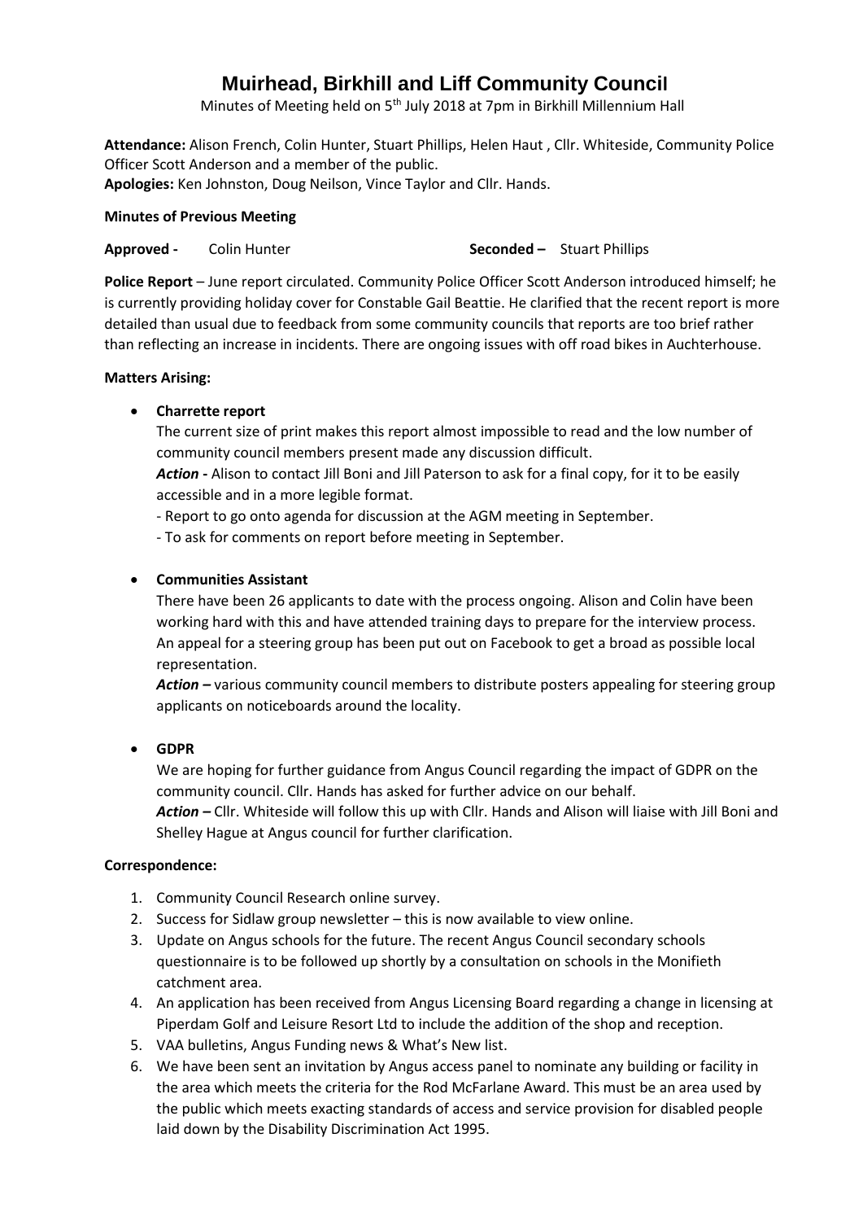# Muirhead, Birkhill and Liff Community Council

Minutes of Meeting held on 5th July 2018 at 7pm in Birkhill Millennium Hall

**Attendance:** Alison French, Colin Hunter, Stuart Phillips, Helen Haut , Cllr. Whiteside, Community Police Officer Scott Anderson and a member of the public.
**Apologies:** Ken Johnston, Doug Neilson, Vince Taylor and Cllr. Hands.

**Minutes of Previous Meeting**

**Approved -** Colin Hunter **Seconded –** Stuart Phillips

**Police Report** – June report circulated. Community Police Officer Scott Anderson introduced himself; he is currently providing holiday cover for Constable Gail Beattie. He clarified that the recent report is more detailed than usual due to feedback from some community councils that reports are too brief rather than reflecting an increase in incidents. There are ongoing issues with off road bikes in Auchterhouse.

**Matters Arising:**

- **Charrette report**
  The current size of print makes this report almost impossible to read and the low number of community council members present made any discussion difficult.
  ***Action -*** Alison to contact Jill Boni and Jill Paterson to ask for a final copy, for it to be easily accessible and in a more legible format.
  - Report to go onto agenda for discussion at the AGM meeting in September.
  - To ask for comments on report before meeting in September.

- **Communities Assistant**
  There have been 26 applicants to date with the process ongoing. Alison and Colin have been working hard with this and have attended training days to prepare for the interview process. An appeal for a steering group has been put out on Facebook to get a broad as possible local representation.
  ***Action –*** various community council members to distribute posters appealing for steering group applicants on noticeboards around the locality.

- **GDPR**
  We are hoping for further guidance from Angus Council regarding the impact of GDPR on the community council. Cllr. Hands has asked for further advice on our behalf.
  ***Action –*** Cllr. Whiteside will follow this up with Cllr. Hands and Alison will liaise with Jill Boni and Shelley Hague at Angus council for further clarification.

**Correspondence:**

1. Community Council Research online survey.
2. Success for Sidlaw group newsletter – this is now available to view online.
3. Update on Angus schools for the future. The recent Angus Council secondary schools questionnaire is to be followed up shortly by a consultation on schools in the Monifieth catchment area.
4. An application has been received from Angus Licensing Board regarding a change in licensing at Piperdam Golf and Leisure Resort Ltd to include the addition of the shop and reception.
5. VAA bulletins, Angus Funding news & What's New list.
6. We have been sent an invitation by Angus access panel to nominate any building or facility in the area which meets the criteria for the Rod McFarlane Award. This must be an area used by the public which meets exacting standards of access and service provision for disabled people laid down by the Disability Discrimination Act 1995.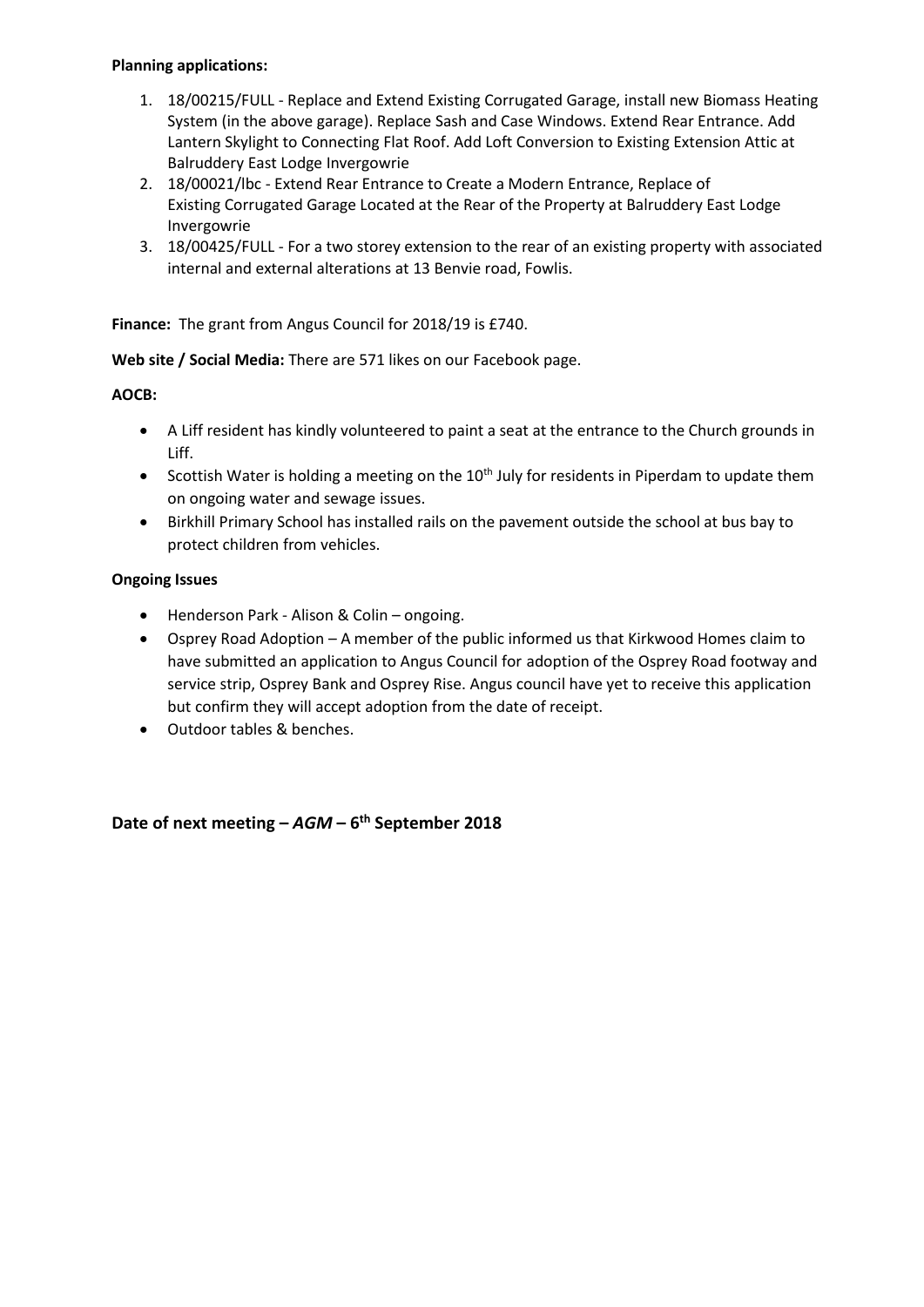**Planning applications:**

1. 18/00215/FULL - Replace and Extend Existing Corrugated Garage, install new Biomass Heating System (in the above garage). Replace Sash and Case Windows. Extend Rear Entrance. Add Lantern Skylight to Connecting Flat Roof. Add Loft Conversion to Existing Extension Attic at Balruddery East Lodge Invergowrie
2. 18/00021/lbc - Extend Rear Entrance to Create a Modern Entrance, Replace of Existing Corrugated Garage Located at the Rear of the Property at Balruddery East Lodge Invergowrie
3. 18/00425/FULL - For a two storey extension to the rear of an existing property with associated internal and external alterations at 13 Benvie road, Fowlis.

**Finance:** The grant from Angus Council for 2018/19 is £740.

**Web site / Social Media:** There are 571 likes on our Facebook page.

**AOCB:**

- A Liff resident has kindly volunteered to paint a seat at the entrance to the Church grounds in Liff.
- Scottish Water is holding a meeting on the 10th July for residents in Piperdam to update them on ongoing water and sewage issues.
- Birkhill Primary School has installed rails on the pavement outside the school at bus bay to protect children from vehicles.

**Ongoing Issues**

- Henderson Park - Alison & Colin – ongoing.
- Osprey Road Adoption – A member of the public informed us that Kirkwood Homes claim to have submitted an application to Angus Council for adoption of the Osprey Road footway and service strip, Osprey Bank and Osprey Rise. Angus council have yet to receive this application but confirm they will accept adoption from the date of receipt.
- Outdoor tables & benches.

## Date of next meeting – *AGM* – 6th September 2018